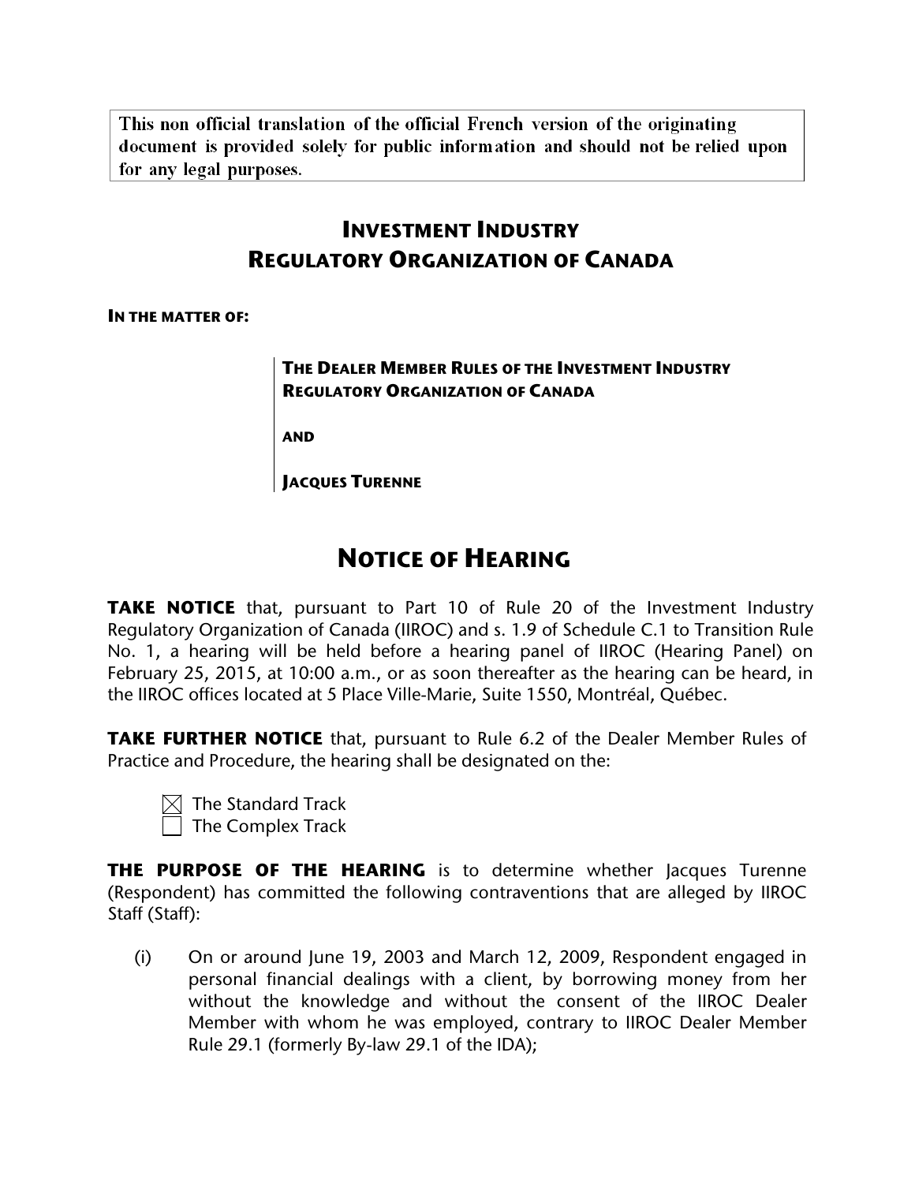This non official translation of the official French version of the originating document is provided solely for public information and should not be relied upon for any legal purposes.

# INVESTMENT INDUSTRY REGULATORY ORGANIZATION OF CANADA

**IN THE MATTER OF:**

> **THE DEALER MEMBER RULES OF THE INVESTMENT INDUSTRY REGULATORY ORGANIZATION OF CANADA**
>
> **AND**
>
> **JACQUES TURENNE**

# NOTICE OF HEARING

**TAKE NOTICE** that, pursuant to Part 10 of Rule 20 of the Investment Industry Regulatory Organization of Canada (IIROC) and s. 1.9 of Schedule C.1 to Transition Rule No. 1, a hearing will be held before a hearing panel of IIROC (Hearing Panel) on February 25, 2015, at 10:00 a.m., or as soon thereafter as the hearing can be heard, in the IIROC offices located at 5 Place Ville-Marie, Suite 1550, Montréal, Québec.

**TAKE FURTHER NOTICE** that, pursuant to Rule 6.2 of the Dealer Member Rules of Practice and Procedure, the hearing shall be designated on the:

- [x] The Standard Track
- [ ] The Complex Track

**THE PURPOSE OF THE HEARING** is to determine whether Jacques Turenne (Respondent) has committed the following contraventions that are alleged by IIROC Staff (Staff):

(i) On or around June 19, 2003 and March 12, 2009, Respondent engaged in personal financial dealings with a client, by borrowing money from her without the knowledge and without the consent of the IIROC Dealer Member with whom he was employed, contrary to IIROC Dealer Member Rule 29.1 (formerly By-law 29.1 of the IDA);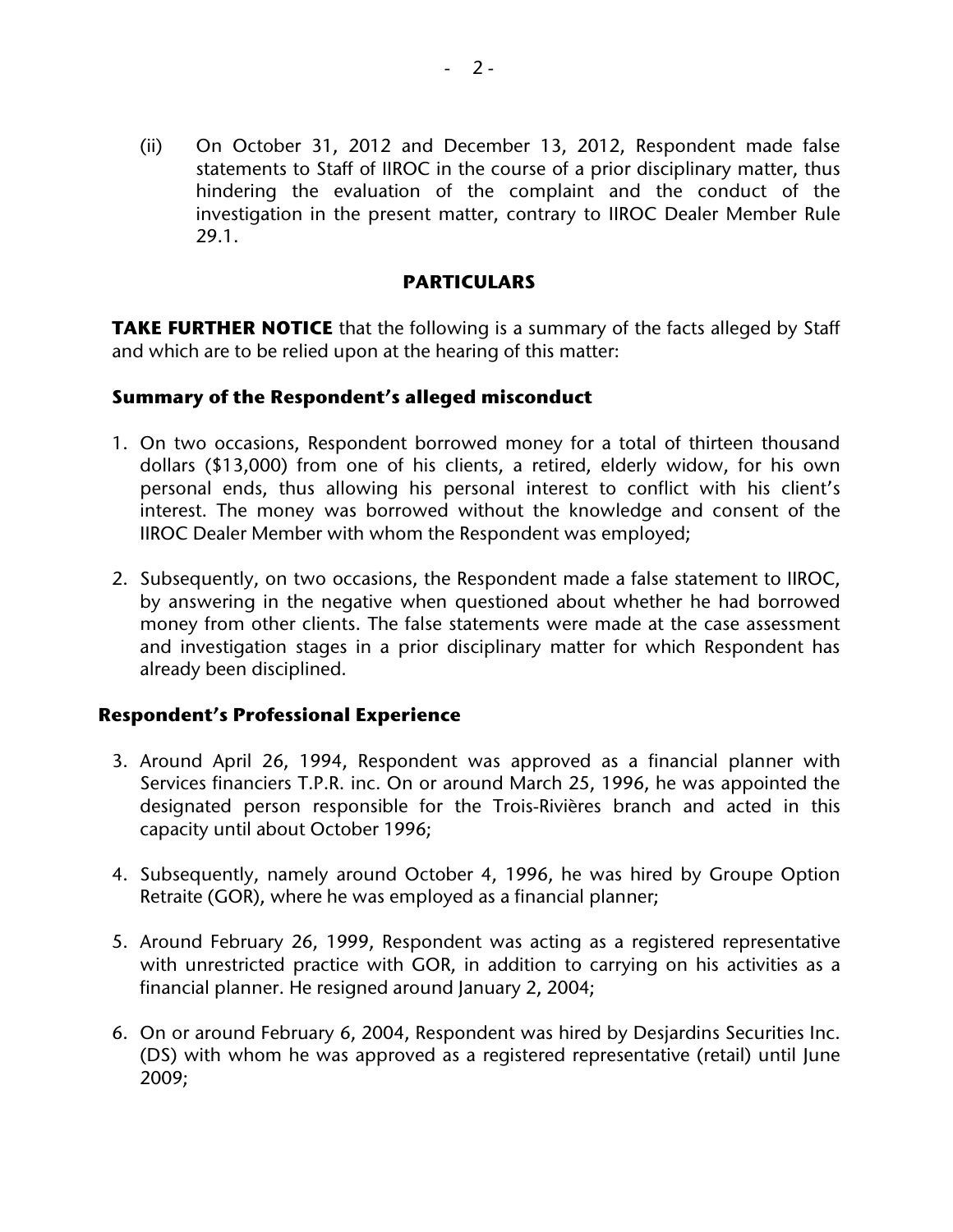(ii) On October 31, 2012 and December 13, 2012, Respondent made false statements to Staff of IIROC in the course of a prior disciplinary matter, thus hindering the evaluation of the complaint and the conduct of the investigation in the present matter, contrary to IIROC Dealer Member Rule 29.1.

## PARTICULARS

**TAKE FURTHER NOTICE** that the following is a summary of the facts alleged by Staff and which are to be relied upon at the hearing of this matter:

### Summary of the Respondent's alleged misconduct

1. On two occasions, Respondent borrowed money for a total of thirteen thousand dollars ($13,000) from one of his clients, a retired, elderly widow, for his own personal ends, thus allowing his personal interest to conflict with his client's interest. The money was borrowed without the knowledge and consent of the IIROC Dealer Member with whom the Respondent was employed;

2. Subsequently, on two occasions, the Respondent made a false statement to IIROC, by answering in the negative when questioned about whether he had borrowed money from other clients. The false statements were made at the case assessment and investigation stages in a prior disciplinary matter for which Respondent has already been disciplined.

### Respondent's Professional Experience

3. Around April 26, 1994, Respondent was approved as a financial planner with Services financiers T.P.R. inc. On or around March 25, 1996, he was appointed the designated person responsible for the Trois-Rivières branch and acted in this capacity until about October 1996;

4. Subsequently, namely around October 4, 1996, he was hired by Groupe Option Retraite (GOR), where he was employed as a financial planner;

5. Around February 26, 1999, Respondent was acting as a registered representative with unrestricted practice with GOR, in addition to carrying on his activities as a financial planner. He resigned around January 2, 2004;

6. On or around February 6, 2004, Respondent was hired by Desjardins Securities Inc. (DS) with whom he was approved as a registered representative (retail) until June 2009;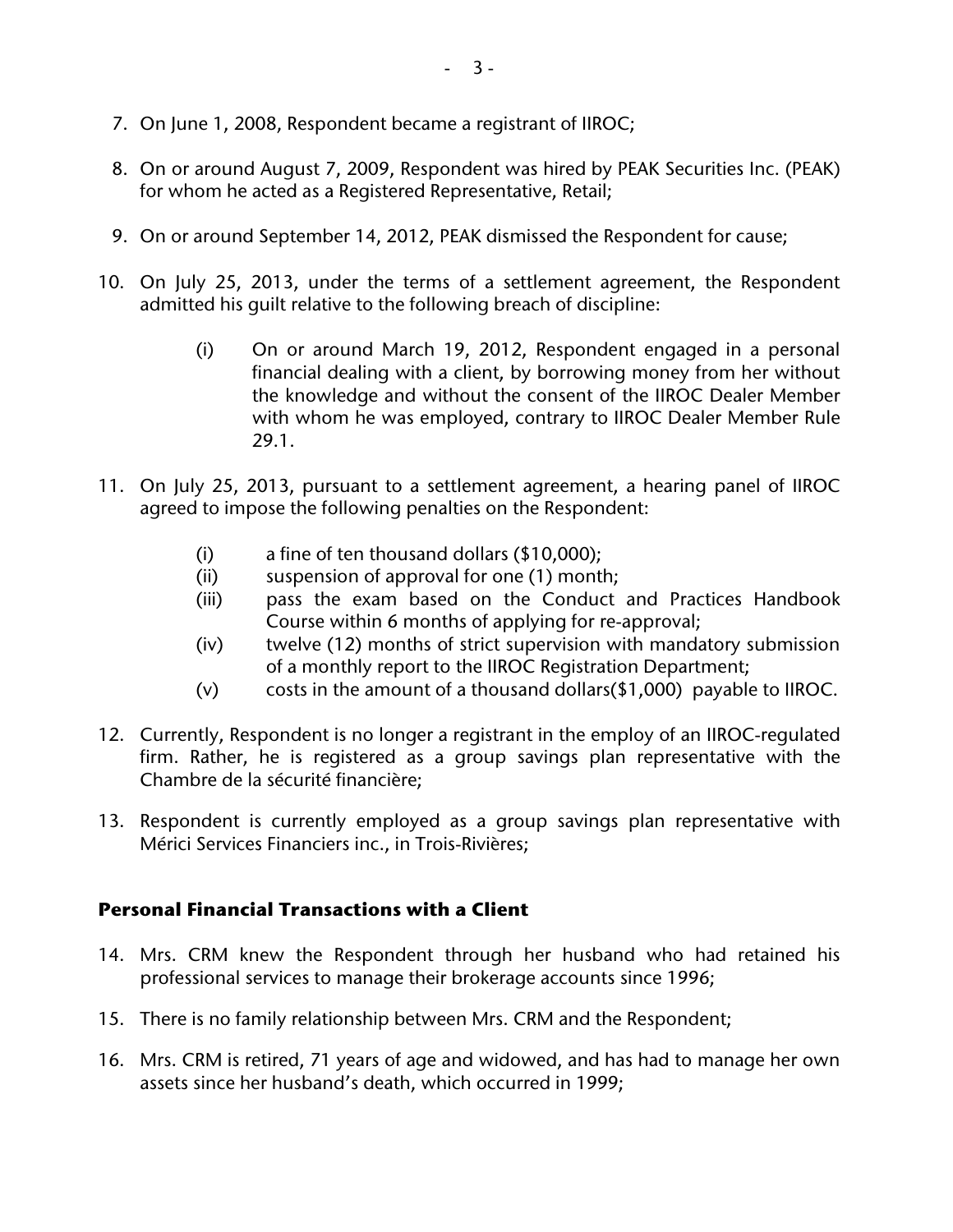7. On June 1, 2008, Respondent became a registrant of IIROC;

8. On or around August 7, 2009, Respondent was hired by PEAK Securities Inc. (PEAK) for whom he acted as a Registered Representative, Retail;

9. On or around September 14, 2012, PEAK dismissed the Respondent for cause;

10. On July 25, 2013, under the terms of a settlement agreement, the Respondent admitted his guilt relative to the following breach of discipline:

    (i) On or around March 19, 2012, Respondent engaged in a personal financial dealing with a client, by borrowing money from her without the knowledge and without the consent of the IIROC Dealer Member with whom he was employed, contrary to IIROC Dealer Member Rule 29.1.

11. On July 25, 2013, pursuant to a settlement agreement, a hearing panel of IIROC agreed to impose the following penalties on the Respondent:

    (i) a fine of ten thousand dollars ($10,000);
    (ii) suspension of approval for one (1) month;
    (iii) pass the exam based on the Conduct and Practices Handbook Course within 6 months of applying for re-approval;
    (iv) twelve (12) months of strict supervision with mandatory submission of a monthly report to the IIROC Registration Department;
    (v) costs in the amount of a thousand dollars($1,000) payable to IIROC.

12. Currently, Respondent is no longer a registrant in the employ of an IIROC-regulated firm. Rather, he is registered as a group savings plan representative with the Chambre de la sécurité financière;

13. Respondent is currently employed as a group savings plan representative with Mérici Services Financiers inc., in Trois-Rivières;

## Personal Financial Transactions with a Client

14. Mrs. CRM knew the Respondent through her husband who had retained his professional services to manage their brokerage accounts since 1996;

15. There is no family relationship between Mrs. CRM and the Respondent;

16. Mrs. CRM is retired, 71 years of age and widowed, and has had to manage her own assets since her husband's death, which occurred in 1999;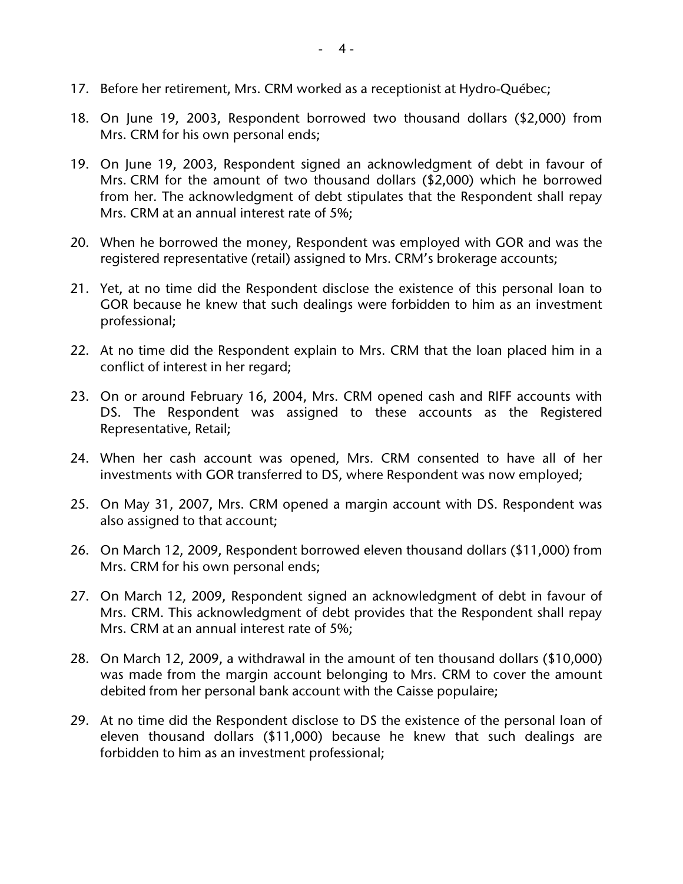17. Before her retirement, Mrs. CRM worked as a receptionist at Hydro-Québec;

18. On June 19, 2003, Respondent borrowed two thousand dollars ($2,000) from Mrs. CRM for his own personal ends;

19. On June 19, 2003, Respondent signed an acknowledgment of debt in favour of Mrs. CRM for the amount of two thousand dollars ($2,000) which he borrowed from her. The acknowledgment of debt stipulates that the Respondent shall repay Mrs. CRM at an annual interest rate of 5%;

20. When he borrowed the money, Respondent was employed with GOR and was the registered representative (retail) assigned to Mrs. CRM's brokerage accounts;

21. Yet, at no time did the Respondent disclose the existence of this personal loan to GOR because he knew that such dealings were forbidden to him as an investment professional;

22. At no time did the Respondent explain to Mrs. CRM that the loan placed him in a conflict of interest in her regard;

23. On or around February 16, 2004, Mrs. CRM opened cash and RIFF accounts with DS. The Respondent was assigned to these accounts as the Registered Representative, Retail;

24. When her cash account was opened, Mrs. CRM consented to have all of her investments with GOR transferred to DS, where Respondent was now employed;

25. On May 31, 2007, Mrs. CRM opened a margin account with DS. Respondent was also assigned to that account;

26. On March 12, 2009, Respondent borrowed eleven thousand dollars ($11,000) from Mrs. CRM for his own personal ends;

27. On March 12, 2009, Respondent signed an acknowledgment of debt in favour of Mrs. CRM. This acknowledgment of debt provides that the Respondent shall repay Mrs. CRM at an annual interest rate of 5%;

28. On March 12, 2009, a withdrawal in the amount of ten thousand dollars ($10,000) was made from the margin account belonging to Mrs. CRM to cover the amount debited from her personal bank account with the Caisse populaire;

29. At no time did the Respondent disclose to DS the existence of the personal loan of eleven thousand dollars ($11,000) because he knew that such dealings are forbidden to him as an investment professional;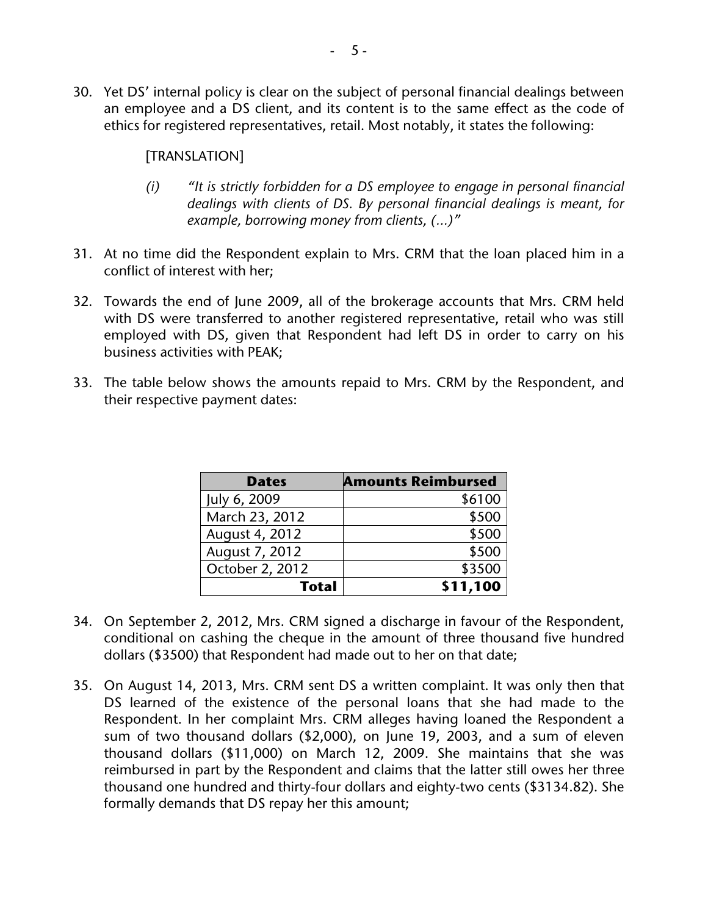30. Yet DS' internal policy is clear on the subject of personal financial dealings between an employee and a DS client, and its content is to the same effect as the code of ethics for registered representatives, retail. Most notably, it states the following:

    [TRANSLATION]

    *(i) "It is strictly forbidden for a DS employee to engage in personal financial dealings with clients of DS. By personal financial dealings is meant, for example, borrowing money from clients, (...)"*

31. At no time did the Respondent explain to Mrs. CRM that the loan placed him in a conflict of interest with her;

32. Towards the end of June 2009, all of the brokerage accounts that Mrs. CRM held with DS were transferred to another registered representative, retail who was still employed with DS, given that Respondent had left DS in order to carry on his business activities with PEAK;

33. The table below shows the amounts repaid to Mrs. CRM by the Respondent, and their respective payment dates:

| **Dates** | **Amounts Reimbursed** |
|---|---:|
| July 6, 2009 | $6100 |
| March 23, 2012 | $500 |
| August 4, 2012 | $500 |
| August 7, 2012 | $500 |
| October 2, 2012 | $3500 |
| **Total** | **$11,100** |

34. On September 2, 2012, Mrs. CRM signed a discharge in favour of the Respondent, conditional on cashing the cheque in the amount of three thousand five hundred dollars ($3500) that Respondent had made out to her on that date;

35. On August 14, 2013, Mrs. CRM sent DS a written complaint. It was only then that DS learned of the existence of the personal loans that she had made to the Respondent. In her complaint Mrs. CRM alleges having loaned the Respondent a sum of two thousand dollars ($2,000), on June 19, 2003, and a sum of eleven thousand dollars ($11,000) on March 12, 2009. She maintains that she was reimbursed in part by the Respondent and claims that the latter still owes her three thousand one hundred and thirty-four dollars and eighty-two cents ($3134.82). She formally demands that DS repay her this amount;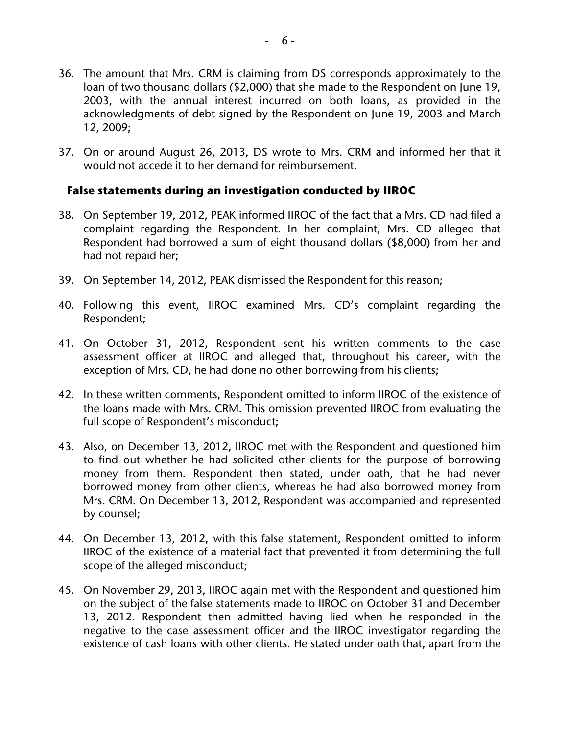36. The amount that Mrs. CRM is claiming from DS corresponds approximately to the loan of two thousand dollars ($2,000) that she made to the Respondent on June 19, 2003, with the annual interest incurred on both loans, as provided in the acknowledgments of debt signed by the Respondent on June 19, 2003 and March 12, 2009;

37. On or around August 26, 2013, DS wrote to Mrs. CRM and informed her that it would not accede it to her demand for reimbursement.

### False statements during an investigation conducted by IIROC

38. On September 19, 2012, PEAK informed IIROC of the fact that a Mrs. CD had filed a complaint regarding the Respondent. In her complaint, Mrs. CD alleged that Respondent had borrowed a sum of eight thousand dollars ($8,000) from her and had not repaid her;

39. On September 14, 2012, PEAK dismissed the Respondent for this reason;

40. Following this event, IIROC examined Mrs. CD's complaint regarding the Respondent;

41. On October 31, 2012, Respondent sent his written comments to the case assessment officer at IIROC and alleged that, throughout his career, with the exception of Mrs. CD, he had done no other borrowing from his clients;

42. In these written comments, Respondent omitted to inform IIROC of the existence of the loans made with Mrs. CRM. This omission prevented IIROC from evaluating the full scope of Respondent's misconduct;

43. Also, on December 13, 2012, IIROC met with the Respondent and questioned him to find out whether he had solicited other clients for the purpose of borrowing money from them. Respondent then stated, under oath, that he had never borrowed money from other clients, whereas he had also borrowed money from Mrs. CRM. On December 13, 2012, Respondent was accompanied and represented by counsel;

44. On December 13, 2012, with this false statement, Respondent omitted to inform IIROC of the existence of a material fact that prevented it from determining the full scope of the alleged misconduct;

45. On November 29, 2013, IIROC again met with the Respondent and questioned him on the subject of the false statements made to IIROC on October 31 and December 13, 2012. Respondent then admitted having lied when he responded in the negative to the case assessment officer and the IIROC investigator regarding the existence of cash loans with other clients. He stated under oath that, apart from the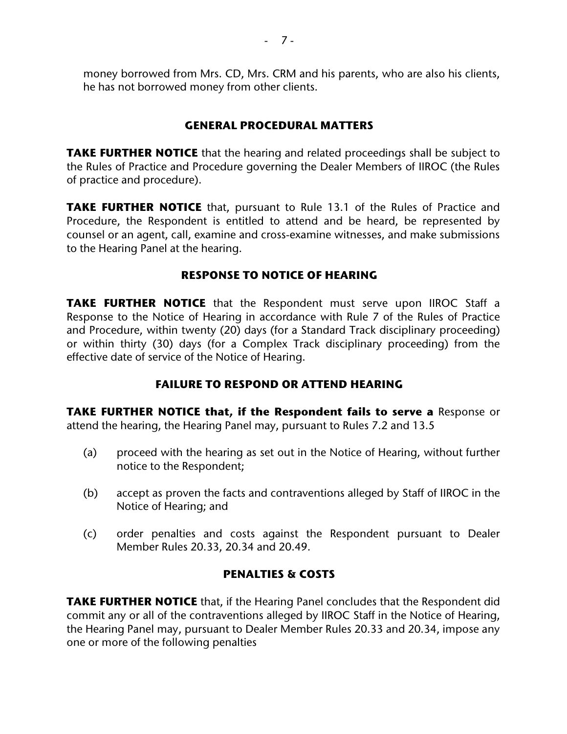money borrowed from Mrs. CD, Mrs. CRM and his parents, who are also his clients, he has not borrowed money from other clients.

## GENERAL PROCEDURAL MATTERS

**TAKE FURTHER NOTICE** that the hearing and related proceedings shall be subject to the Rules of Practice and Procedure governing the Dealer Members of IIROC (the Rules of practice and procedure).

**TAKE FURTHER NOTICE** that, pursuant to Rule 13.1 of the Rules of Practice and Procedure, the Respondent is entitled to attend and be heard, be represented by counsel or an agent, call, examine and cross-examine witnesses, and make submissions to the Hearing Panel at the hearing.

## RESPONSE TO NOTICE OF HEARING

**TAKE FURTHER NOTICE** that the Respondent must serve upon IIROC Staff a Response to the Notice of Hearing in accordance with Rule 7 of the Rules of Practice and Procedure, within twenty (20) days (for a Standard Track disciplinary proceeding) or within thirty (30) days (for a Complex Track disciplinary proceeding) from the effective date of service of the Notice of Hearing.

## FAILURE TO RESPOND OR ATTEND HEARING

**TAKE FURTHER NOTICE that, if the Respondent fails to serve a** Response or attend the hearing, the Hearing Panel may, pursuant to Rules 7.2 and 13.5

(a) proceed with the hearing as set out in the Notice of Hearing, without further notice to the Respondent;

(b) accept as proven the facts and contraventions alleged by Staff of IIROC in the Notice of Hearing; and

(c) order penalties and costs against the Respondent pursuant to Dealer Member Rules 20.33, 20.34 and 20.49.

## PENALTIES & COSTS

**TAKE FURTHER NOTICE** that, if the Hearing Panel concludes that the Respondent did commit any or all of the contraventions alleged by IIROC Staff in the Notice of Hearing, the Hearing Panel may, pursuant to Dealer Member Rules 20.33 and 20.34, impose any one or more of the following penalties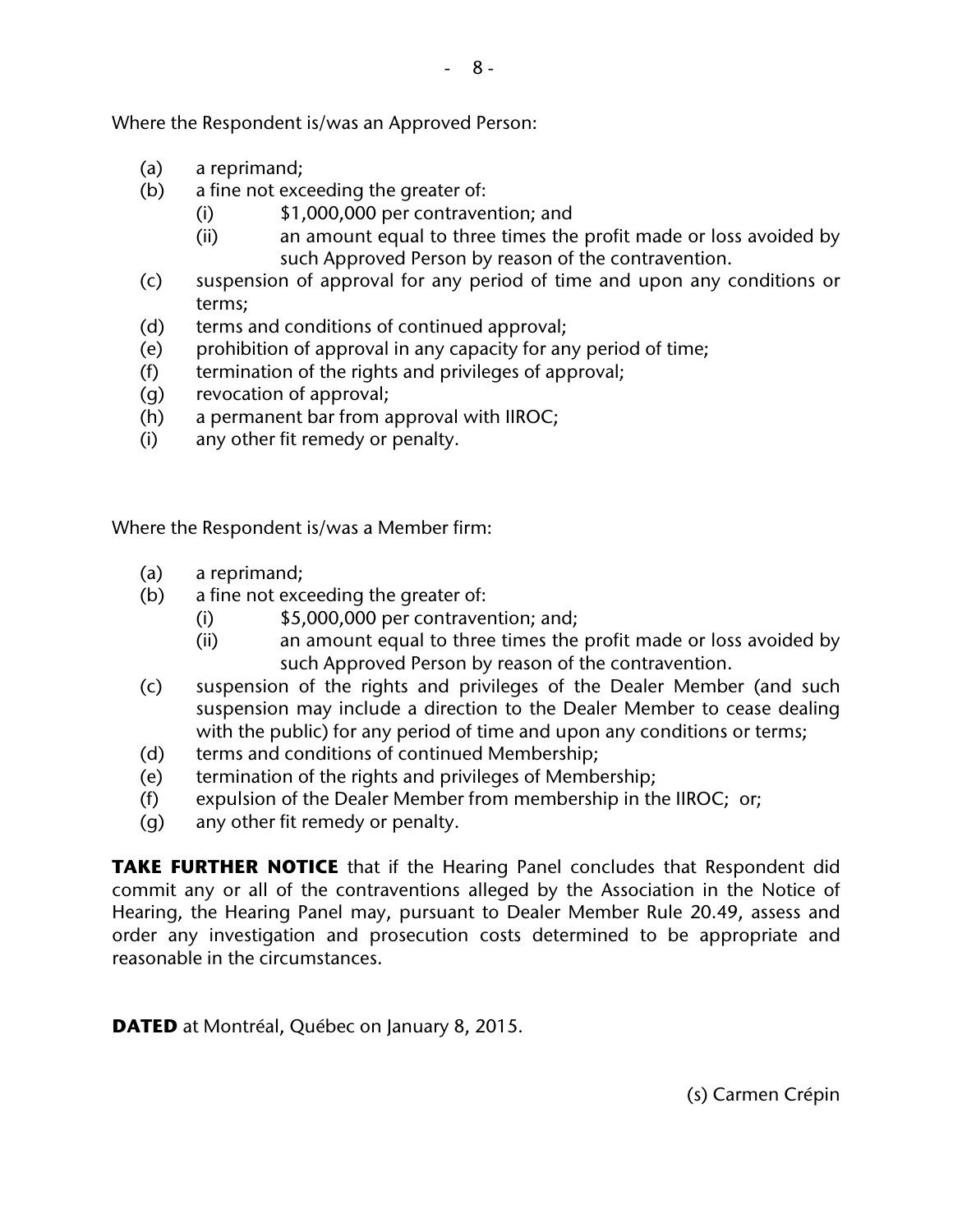Where the Respondent is/was an Approved Person:

- (a) a reprimand;
- (b) a fine not exceeding the greater of:
  - (i) $1,000,000 per contravention; and
  - (ii) an amount equal to three times the profit made or loss avoided by such Approved Person by reason of the contravention.
- (c) suspension of approval for any period of time and upon any conditions or terms;
- (d) terms and conditions of continued approval;
- (e) prohibition of approval in any capacity for any period of time;
- (f) termination of the rights and privileges of approval;
- (g) revocation of approval;
- (h) a permanent bar from approval with IIROC;
- (i) any other fit remedy or penalty.

Where the Respondent is/was a Member firm:

- (a) a reprimand;
- (b) a fine not exceeding the greater of:
  - (i) $5,000,000 per contravention; and;
  - (ii) an amount equal to three times the profit made or loss avoided by such Approved Person by reason of the contravention.
- (c) suspension of the rights and privileges of the Dealer Member (and such suspension may include a direction to the Dealer Member to cease dealing with the public) for any period of time and upon any conditions or terms;
- (d) terms and conditions of continued Membership;
- (e) termination of the rights and privileges of Membership;
- (f) expulsion of the Dealer Member from membership in the IIROC; or;
- (g) any other fit remedy or penalty.

**TAKE FURTHER NOTICE** that if the Hearing Panel concludes that Respondent did commit any or all of the contraventions alleged by the Association in the Notice of Hearing, the Hearing Panel may, pursuant to Dealer Member Rule 20.49, assess and order any investigation and prosecution costs determined to be appropriate and reasonable in the circumstances.

**DATED** at Montréal, Québec on January 8, 2015.

(s) Carmen Crépin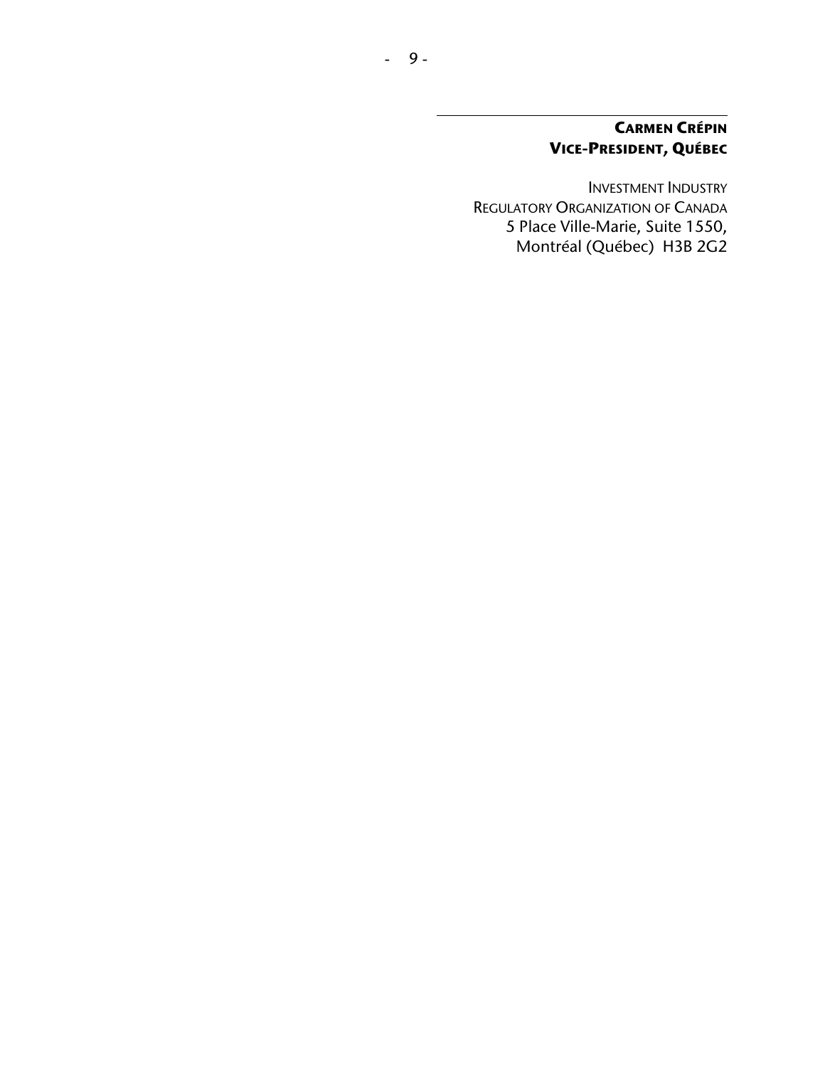\_\_\_\_\_\_\_\_\_\_\_\_\_\_\_\_\_\_\_\_\_\_\_\_\_\_\_\_\_\_\_\_\_\_\_\_

**CARMEN CRÉPIN**
**VICE-PRESIDENT, QUÉBEC**

INVESTMENT INDUSTRY
REGULATORY ORGANIZATION OF CANADA
5 Place Ville-Marie, Suite 1550,
Montréal (Québec) H3B 2G2